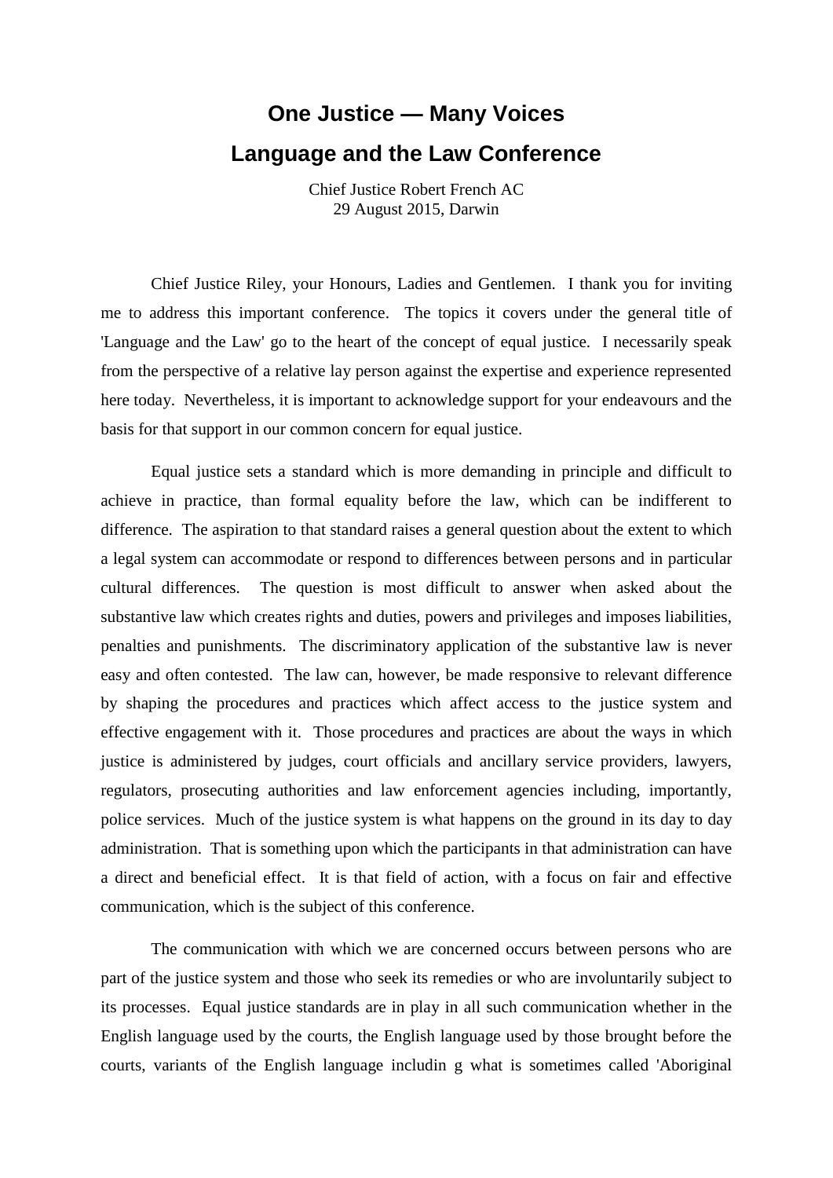# One Justice — Many Voices

## Language and the Law Conference

Chief Justice Robert French AC
29 August 2015, Darwin

Chief Justice Riley, your Honours, Ladies and Gentlemen. I thank you for inviting me to address this important conference. The topics it covers under the general title of 'Language and the Law' go to the heart of the concept of equal justice. I necessarily speak from the perspective of a relative lay person against the expertise and experience represented here today. Nevertheless, it is important to acknowledge support for your endeavours and the basis for that support in our common concern for equal justice.

Equal justice sets a standard which is more demanding in principle and difficult to achieve in practice, than formal equality before the law, which can be indifferent to difference. The aspiration to that standard raises a general question about the extent to which a legal system can accommodate or respond to differences between persons and in particular cultural differences. The question is most difficult to answer when asked about the substantive law which creates rights and duties, powers and privileges and imposes liabilities, penalties and punishments. The discriminatory application of the substantive law is never easy and often contested. The law can, however, be made responsive to relevant difference by shaping the procedures and practices which affect access to the justice system and effective engagement with it. Those procedures and practices are about the ways in which justice is administered by judges, court officials and ancillary service providers, lawyers, regulators, prosecuting authorities and law enforcement agencies including, importantly, police services. Much of the justice system is what happens on the ground in its day to day administration. That is something upon which the participants in that administration can have a direct and beneficial effect. It is that field of action, with a focus on fair and effective communication, which is the subject of this conference.

The communication with which we are concerned occurs between persons who are part of the justice system and those who seek its remedies or who are involuntarily subject to its processes. Equal justice standards are in play in all such communication whether in the English language used by the courts, the English language used by those brought before the courts, variants of the English language includin g what is sometimes called 'Aboriginal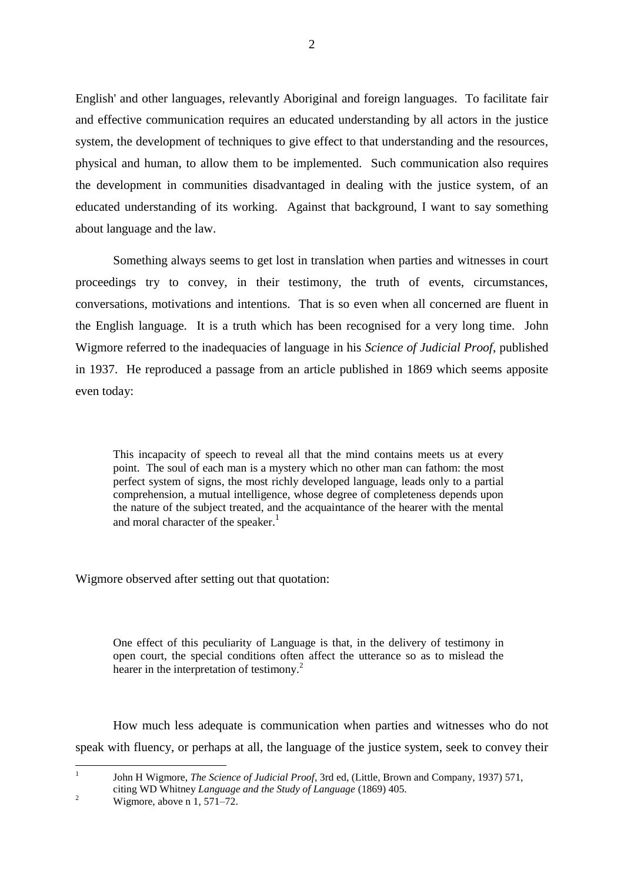English' and other languages, relevantly Aboriginal and foreign languages. To facilitate fair and effective communication requires an educated understanding by all actors in the justice system, the development of techniques to give effect to that understanding and the resources, physical and human, to allow them to be implemented. Such communication also requires the development in communities disadvantaged in dealing with the justice system, of an educated understanding of its working. Against that background, I want to say something about language and the law.

Something always seems to get lost in translation when parties and witnesses in court proceedings try to convey, in their testimony, the truth of events, circumstances, conversations, motivations and intentions. That is so even when all concerned are fluent in the English language. It is a truth which has been recognised for a very long time. John Wigmore referred to the inadequacies of language in his *Science of Judicial Proof*, published in 1937. He reproduced a passage from an article published in 1869 which seems apposite even today:

> This incapacity of speech to reveal all that the mind contains meets us at every point. The soul of each man is a mystery which no other man can fathom: the most perfect system of signs, the most richly developed language, leads only to a partial comprehension, a mutual intelligence, whose degree of completeness depends upon the nature of the subject treated, and the acquaintance of the hearer with the mental and moral character of the speaker.[1]

Wigmore observed after setting out that quotation:

> One effect of this peculiarity of Language is that, in the delivery of testimony in open court, the special conditions often affect the utterance so as to mislead the hearer in the interpretation of testimony.[2]

How much less adequate is communication when parties and witnesses who do not speak with fluency, or perhaps at all, the language of the justice system, seek to convey their

---

[1] John H Wigmore, *The Science of Judicial Proof*, 3rd ed, (Little, Brown and Company, 1937) 571, citing WD Whitney *Language and the Study of Language* (1869) 405.

[2] Wigmore, above n 1, 571–72.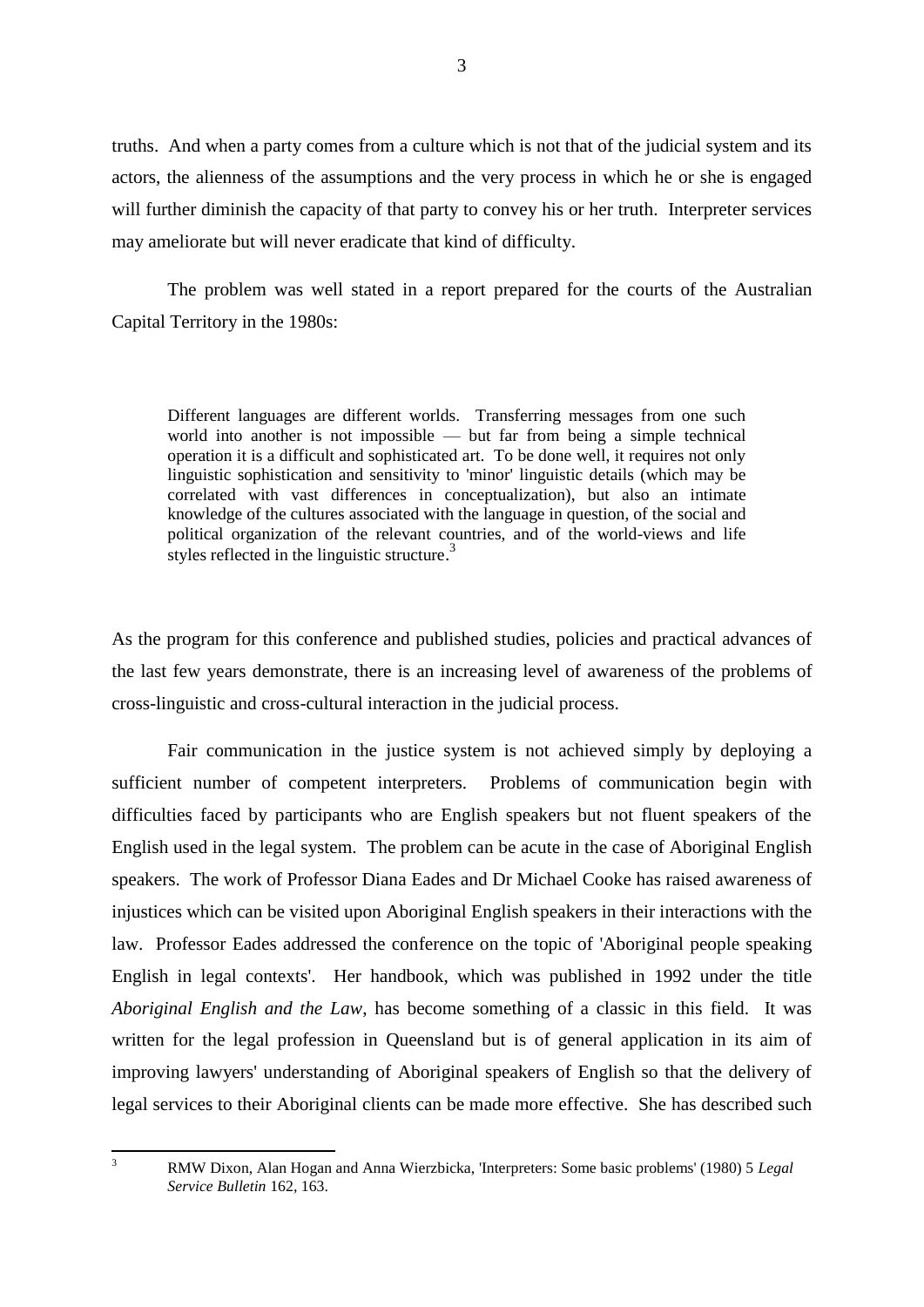truths. And when a party comes from a culture which is not that of the judicial system and its actors, the alienness of the assumptions and the very process in which he or she is engaged will further diminish the capacity of that party to convey his or her truth. Interpreter services may ameliorate but will never eradicate that kind of difficulty.

The problem was well stated in a report prepared for the courts of the Australian Capital Territory in the 1980s:

> Different languages are different worlds. Transferring messages from one such world into another is not impossible — but far from being a simple technical operation it is a difficult and sophisticated art. To be done well, it requires not only linguistic sophistication and sensitivity to 'minor' linguistic details (which may be correlated with vast differences in conceptualization), but also an intimate knowledge of the cultures associated with the language in question, of the social and political organization of the relevant countries, and of the world-views and life styles reflected in the linguistic structure.[3]

As the program for this conference and published studies, policies and practical advances of the last few years demonstrate, there is an increasing level of awareness of the problems of cross-linguistic and cross-cultural interaction in the judicial process.

Fair communication in the justice system is not achieved simply by deploying a sufficient number of competent interpreters. Problems of communication begin with difficulties faced by participants who are English speakers but not fluent speakers of the English used in the legal system. The problem can be acute in the case of Aboriginal English speakers. The work of Professor Diana Eades and Dr Michael Cooke has raised awareness of injustices which can be visited upon Aboriginal English speakers in their interactions with the law. Professor Eades addressed the conference on the topic of 'Aboriginal people speaking English in legal contexts'. Her handbook, which was published in 1992 under the title *Aboriginal English and the Law*, has become something of a classic in this field. It was written for the legal profession in Queensland but is of general application in its aim of improving lawyers' understanding of Aboriginal speakers of English so that the delivery of legal services to their Aboriginal clients can be made more effective. She has described such

---

[3] RMW Dixon, Alan Hogan and Anna Wierzbicka, 'Interpreters: Some basic problems' (1980) 5 *Legal Service Bulletin* 162, 163.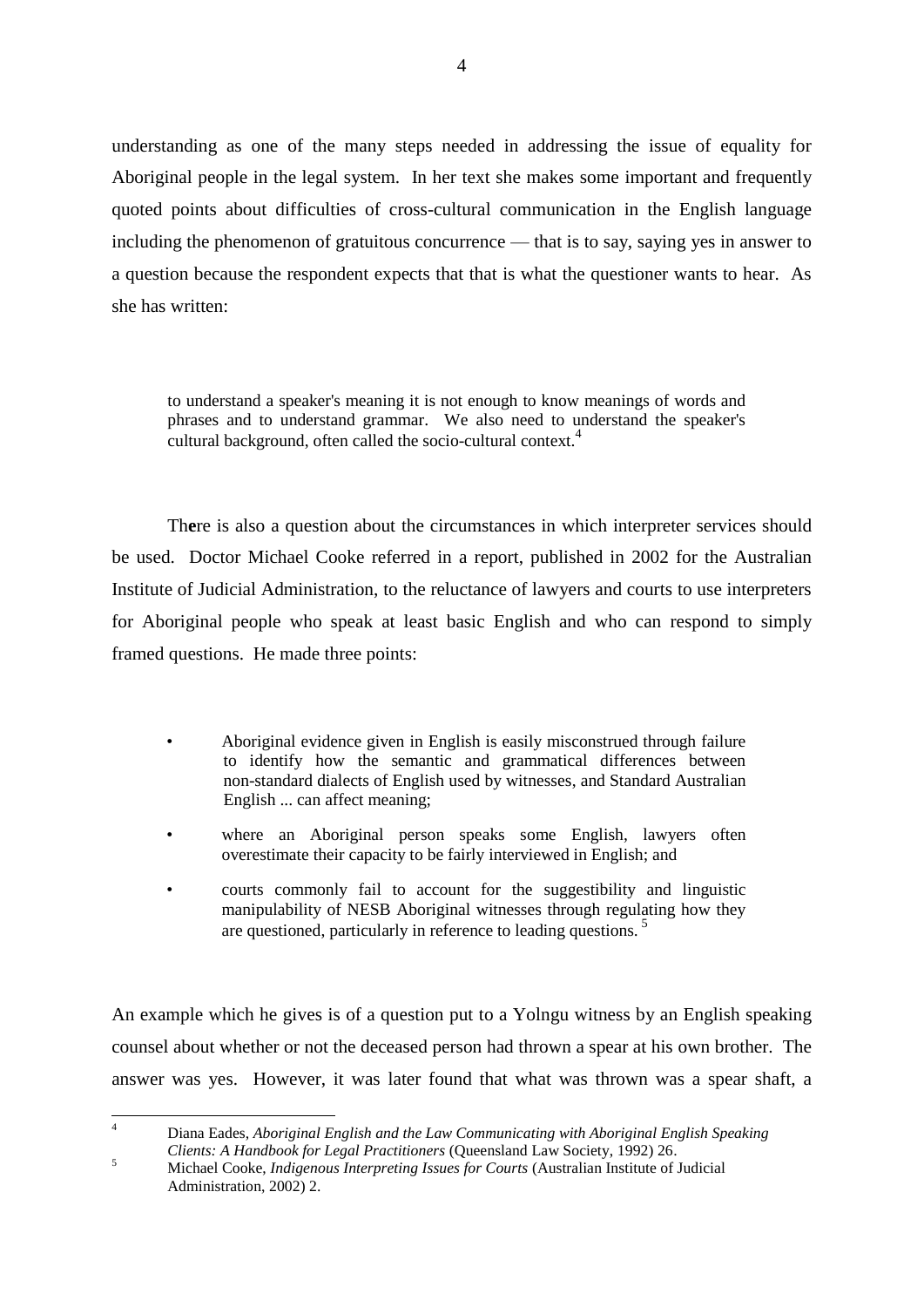understanding as one of the many steps needed in addressing the issue of equality for Aboriginal people in the legal system. In her text she makes some important and frequently quoted points about difficulties of cross-cultural communication in the English language including the phenomenon of gratuitous concurrence — that is to say, saying yes in answer to a question because the respondent expects that that is what the questioner wants to hear. As she has written:

> to understand a speaker's meaning it is not enough to know meanings of words and phrases and to understand grammar. We also need to understand the speaker's cultural background, often called the socio-cultural context.[4]

There is also a question about the circumstances in which interpreter services should be used. Doctor Michael Cooke referred in a report, published in 2002 for the Australian Institute of Judicial Administration, to the reluctance of lawyers and courts to use interpreters for Aboriginal people who speak at least basic English and who can respond to simply framed questions. He made three points:

> - Aboriginal evidence given in English is easily misconstrued through failure to identify how the semantic and grammatical differences between non-standard dialects of English used by witnesses, and Standard Australian English ... can affect meaning;
> - where an Aboriginal person speaks some English, lawyers often overestimate their capacity to be fairly interviewed in English; and
> - courts commonly fail to account for the suggestibility and linguistic manipulability of NESB Aboriginal witnesses through regulating how they are questioned, particularly in reference to leading questions.[5]

An example which he gives is of a question put to a Yolngu witness by an English speaking counsel about whether or not the deceased person had thrown a spear at his own brother. The answer was yes. However, it was later found that what was thrown was a spear shaft, a

---

[4] Diana Eades, *Aboriginal English and the Law Communicating with Aboriginal English Speaking Clients: A Handbook for Legal Practitioners* (Queensland Law Society, 1992) 26.

[5] Michael Cooke, *Indigenous Interpreting Issues for Courts* (Australian Institute of Judicial Administration, 2002) 2.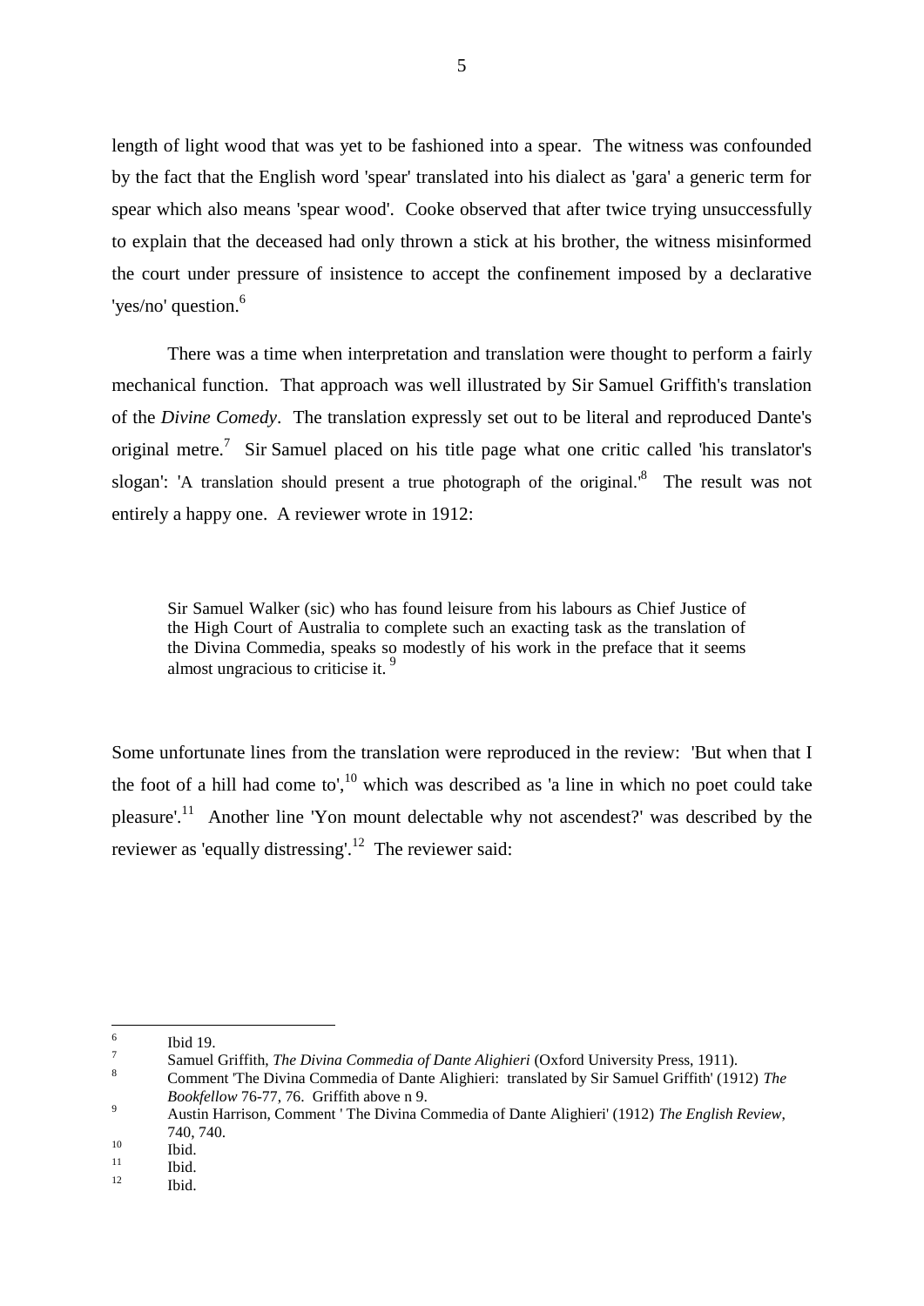length of light wood that was yet to be fashioned into a spear. The witness was confounded by the fact that the English word 'spear' translated into his dialect as 'gara' a generic term for spear which also means 'spear wood'. Cooke observed that after twice trying unsuccessfully to explain that the deceased had only thrown a stick at his brother, the witness misinformed the court under pressure of insistence to accept the confinement imposed by a declarative 'yes/no' question.[6]

There was a time when interpretation and translation were thought to perform a fairly mechanical function. That approach was well illustrated by Sir Samuel Griffith's translation of the *Divine Comedy*. The translation expressly set out to be literal and reproduced Dante's original metre.[7] Sir Samuel placed on his title page what one critic called 'his translator's slogan': 'A translation should present a true photograph of the original.'[8] The result was not entirely a happy one. A reviewer wrote in 1912:

> Sir Samuel Walker (sic) who has found leisure from his labours as Chief Justice of the High Court of Australia to complete such an exacting task as the translation of the Divina Commedia, speaks so modestly of his work in the preface that it seems almost ungracious to criticise it.[9]

Some unfortunate lines from the translation were reproduced in the review: 'But when that I the foot of a hill had come to',[10] which was described as 'a line in which no poet could take pleasure'.[11] Another line 'Yon mount delectable why not ascendest?' was described by the reviewer as 'equally distressing'.[12] The reviewer said:

---

[6] Ibid 19.

[7] Samuel Griffith, *The Divina Commedia of Dante Alighieri* (Oxford University Press, 1911).

[8] Comment 'The Divina Commedia of Dante Alighieri: translated by Sir Samuel Griffith' (1912) *The Bookfellow* 76-77, 76. Griffith above n 9.

[9] Austin Harrison, Comment ' The Divina Commedia of Dante Alighieri' (1912) *The English Review*, 740, 740.

[10] Ibid.

[11] Ibid.

[12] Ibid.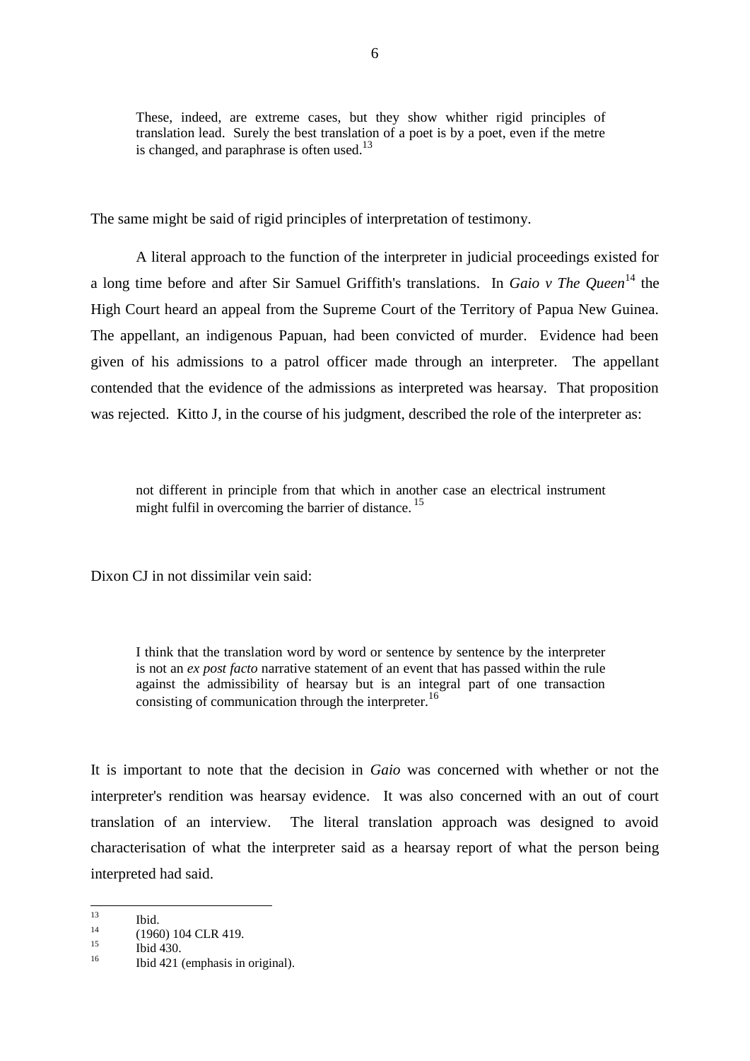> These, indeed, are extreme cases, but they show whither rigid principles of translation lead. Surely the best translation of a poet is by a poet, even if the metre is changed, and paraphrase is often used.[13]

The same might be said of rigid principles of interpretation of testimony.

A literal approach to the function of the interpreter in judicial proceedings existed for a long time before and after Sir Samuel Griffith's translations. In *Gaio v The Queen*[14] the High Court heard an appeal from the Supreme Court of the Territory of Papua New Guinea. The appellant, an indigenous Papuan, had been convicted of murder. Evidence had been given of his admissions to a patrol officer made through an interpreter. The appellant contended that the evidence of the admissions as interpreted was hearsay. That proposition was rejected. Kitto J, in the course of his judgment, described the role of the interpreter as:

> not different in principle from that which in another case an electrical instrument might fulfil in overcoming the barrier of distance.[15]

Dixon CJ in not dissimilar vein said:

> I think that the translation word by word or sentence by sentence by the interpreter is not an *ex post facto* narrative statement of an event that has passed within the rule against the admissibility of hearsay but is an integral part of one transaction consisting of communication through the interpreter.[16]

It is important to note that the decision in *Gaio* was concerned with whether or not the interpreter's rendition was hearsay evidence. It was also concerned with an out of court translation of an interview. The literal translation approach was designed to avoid characterisation of what the interpreter said as a hearsay report of what the person being interpreted had said.

---

[13] Ibid.

[14] (1960) 104 CLR 419.

[15] Ibid 430.

[16] Ibid 421 (emphasis in original).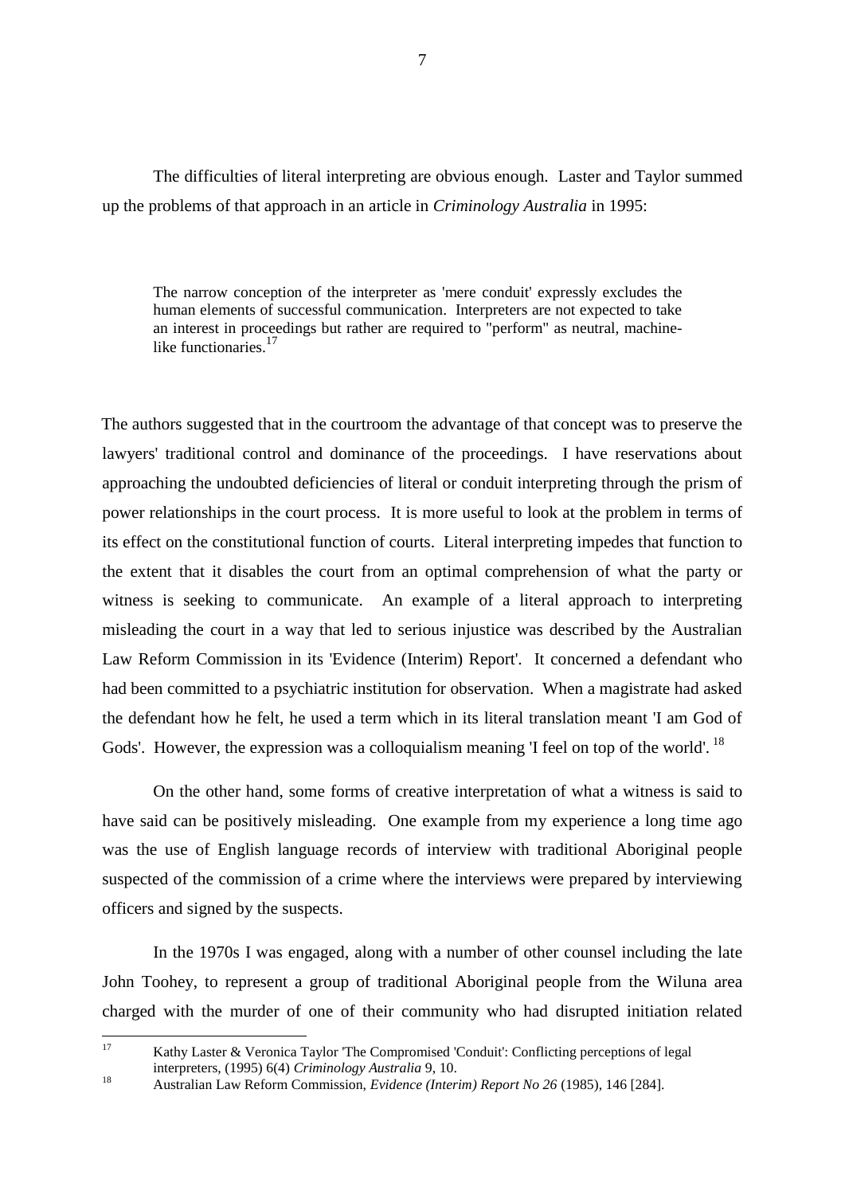The difficulties of literal interpreting are obvious enough. Laster and Taylor summed up the problems of that approach in an article in *Criminology Australia* in 1995:

> The narrow conception of the interpreter as 'mere conduit' expressly excludes the human elements of successful communication. Interpreters are not expected to take an interest in proceedings but rather are required to "perform" as neutral, machine-like functionaries.[17]

The authors suggested that in the courtroom the advantage of that concept was to preserve the lawyers' traditional control and dominance of the proceedings. I have reservations about approaching the undoubted deficiencies of literal or conduit interpreting through the prism of power relationships in the court process. It is more useful to look at the problem in terms of its effect on the constitutional function of courts. Literal interpreting impedes that function to the extent that it disables the court from an optimal comprehension of what the party or witness is seeking to communicate. An example of a literal approach to interpreting misleading the court in a way that led to serious injustice was described by the Australian Law Reform Commission in its 'Evidence (Interim) Report'. It concerned a defendant who had been committed to a psychiatric institution for observation. When a magistrate had asked the defendant how he felt, he used a term which in its literal translation meant 'I am God of Gods'. However, the expression was a colloquialism meaning 'I feel on top of the world'.[18]

On the other hand, some forms of creative interpretation of what a witness is said to have said can be positively misleading. One example from my experience a long time ago was the use of English language records of interview with traditional Aboriginal people suspected of the commission of a crime where the interviews were prepared by interviewing officers and signed by the suspects.

In the 1970s I was engaged, along with a number of other counsel including the late John Toohey, to represent a group of traditional Aboriginal people from the Wiluna area charged with the murder of one of their community who had disrupted initiation related

---

[17] Kathy Laster & Veronica Taylor 'The Compromised 'Conduit': Conflicting perceptions of legal interpreters, (1995) 6(4) *Criminology Australia* 9, 10.

[18] Australian Law Reform Commission, *Evidence (Interim) Report No 26* (1985), 146 [284].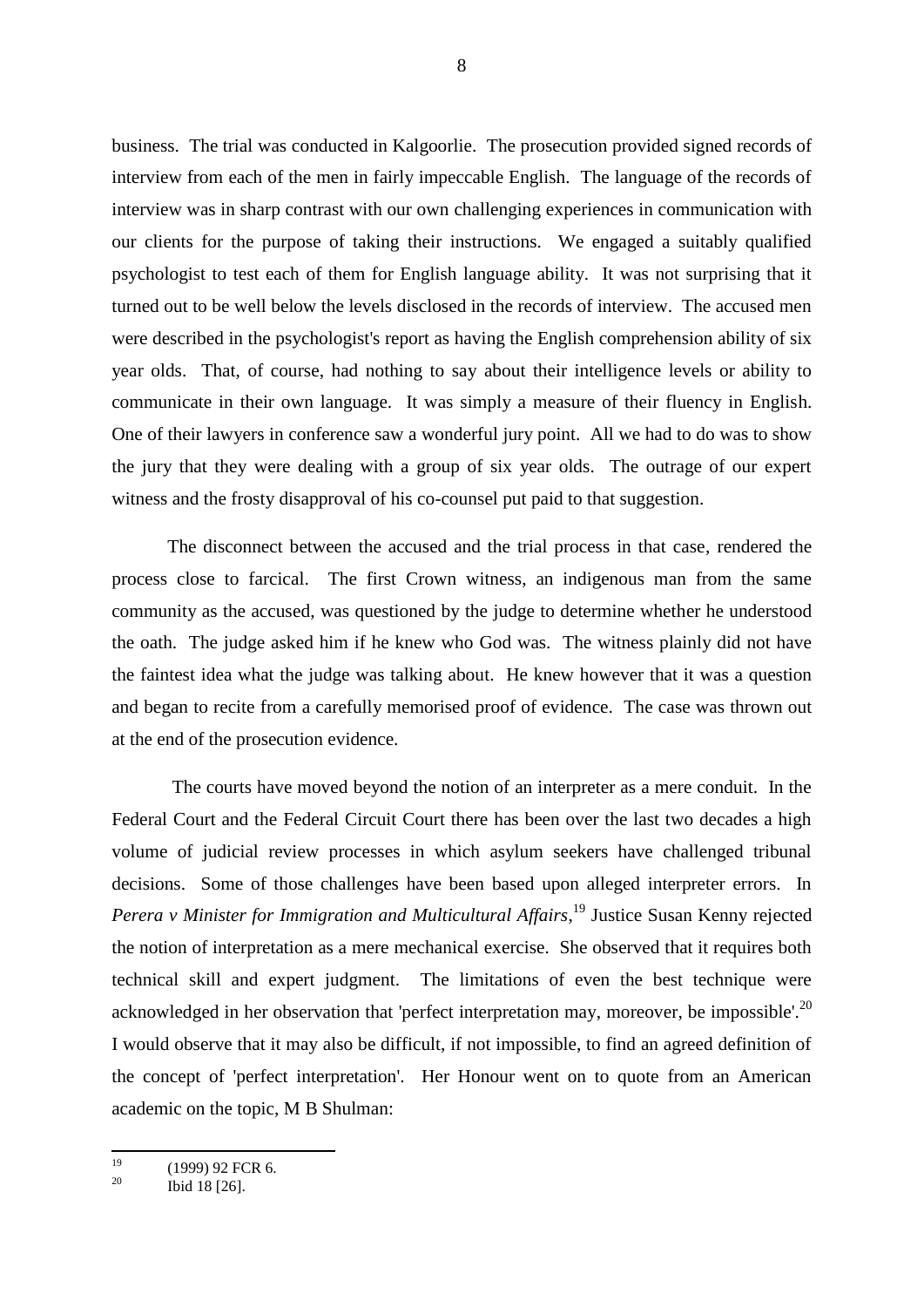business. The trial was conducted in Kalgoorlie. The prosecution provided signed records of interview from each of the men in fairly impeccable English. The language of the records of interview was in sharp contrast with our own challenging experiences in communication with our clients for the purpose of taking their instructions. We engaged a suitably qualified psychologist to test each of them for English language ability. It was not surprising that it turned out to be well below the levels disclosed in the records of interview. The accused men were described in the psychologist's report as having the English comprehension ability of six year olds. That, of course, had nothing to say about their intelligence levels or ability to communicate in their own language. It was simply a measure of their fluency in English. One of their lawyers in conference saw a wonderful jury point. All we had to do was to show the jury that they were dealing with a group of six year olds. The outrage of our expert witness and the frosty disapproval of his co-counsel put paid to that suggestion.

The disconnect between the accused and the trial process in that case, rendered the process close to farcical. The first Crown witness, an indigenous man from the same community as the accused, was questioned by the judge to determine whether he understood the oath. The judge asked him if he knew who God was. The witness plainly did not have the faintest idea what the judge was talking about. He knew however that it was a question and began to recite from a carefully memorised proof of evidence. The case was thrown out at the end of the prosecution evidence.

The courts have moved beyond the notion of an interpreter as a mere conduit. In the Federal Court and the Federal Circuit Court there has been over the last two decades a high volume of judicial review processes in which asylum seekers have challenged tribunal decisions. Some of those challenges have been based upon alleged interpreter errors. In *Perera v Minister for Immigration and Multicultural Affairs*,[19] Justice Susan Kenny rejected the notion of interpretation as a mere mechanical exercise. She observed that it requires both technical skill and expert judgment. The limitations of even the best technique were acknowledged in her observation that 'perfect interpretation may, moreover, be impossible'.[20] I would observe that it may also be difficult, if not impossible, to find an agreed definition of the concept of 'perfect interpretation'. Her Honour went on to quote from an American academic on the topic, M B Shulman:

---

[19] (1999) 92 FCR 6.

[20] Ibid 18 [26].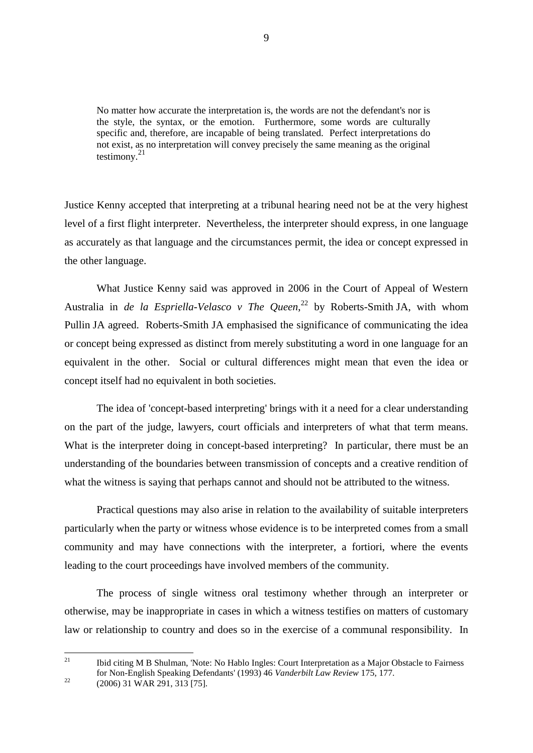> No matter how accurate the interpretation is, the words are not the defendant's nor is the style, the syntax, or the emotion. Furthermore, some words are culturally specific and, therefore, are incapable of being translated. Perfect interpretations do not exist, as no interpretation will convey precisely the same meaning as the original testimony.[21]

Justice Kenny accepted that interpreting at a tribunal hearing need not be at the very highest level of a first flight interpreter. Nevertheless, the interpreter should express, in one language as accurately as that language and the circumstances permit, the idea or concept expressed in the other language.

What Justice Kenny said was approved in 2006 in the Court of Appeal of Western Australia in *de la Espriella-Velasco v The Queen*,[22] by Roberts-Smith JA, with whom Pullin JA agreed. Roberts-Smith JA emphasised the significance of communicating the idea or concept being expressed as distinct from merely substituting a word in one language for an equivalent in the other. Social or cultural differences might mean that even the idea or concept itself had no equivalent in both societies.

The idea of 'concept-based interpreting' brings with it a need for a clear understanding on the part of the judge, lawyers, court officials and interpreters of what that term means. What is the interpreter doing in concept-based interpreting? In particular, there must be an understanding of the boundaries between transmission of concepts and a creative rendition of what the witness is saying that perhaps cannot and should not be attributed to the witness.

Practical questions may also arise in relation to the availability of suitable interpreters particularly when the party or witness whose evidence is to be interpreted comes from a small community and may have connections with the interpreter, a fortiori, where the events leading to the court proceedings have involved members of the community.

The process of single witness oral testimony whether through an interpreter or otherwise, may be inappropriate in cases in which a witness testifies on matters of customary law or relationship to country and does so in the exercise of a communal responsibility. In

---

[21] Ibid citing M B Shulman, 'Note: No Hablo Ingles: Court Interpretation as a Major Obstacle to Fairness for Non-English Speaking Defendants' (1993) 46 *Vanderbilt Law Review* 175, 177.

[22] (2006) 31 WAR 291, 313 [75].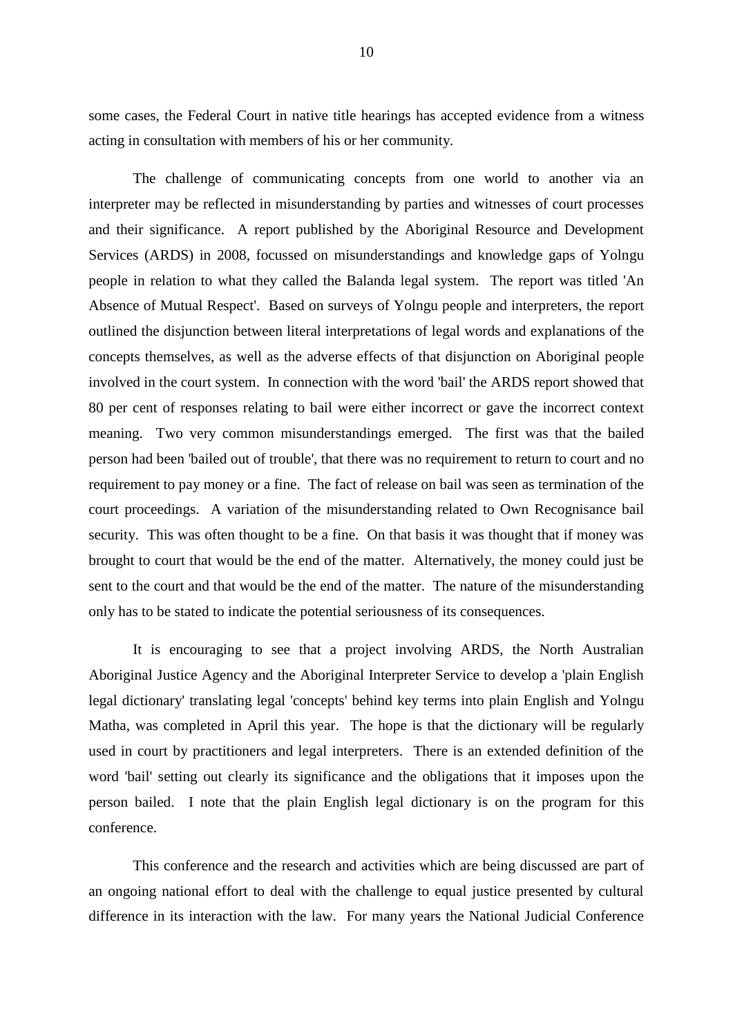some cases, the Federal Court in native title hearings has accepted evidence from a witness acting in consultation with members of his or her community.

The challenge of communicating concepts from one world to another via an interpreter may be reflected in misunderstanding by parties and witnesses of court processes and their significance. A report published by the Aboriginal Resource and Development Services (ARDS) in 2008, focussed on misunderstandings and knowledge gaps of Yolngu people in relation to what they called the Balanda legal system. The report was titled 'An Absence of Mutual Respect'. Based on surveys of Yolngu people and interpreters, the report outlined the disjunction between literal interpretations of legal words and explanations of the concepts themselves, as well as the adverse effects of that disjunction on Aboriginal people involved in the court system. In connection with the word 'bail' the ARDS report showed that 80 per cent of responses relating to bail were either incorrect or gave the incorrect context meaning. Two very common misunderstandings emerged. The first was that the bailed person had been 'bailed out of trouble', that there was no requirement to return to court and no requirement to pay money or a fine. The fact of release on bail was seen as termination of the court proceedings. A variation of the misunderstanding related to Own Recognisance bail security. This was often thought to be a fine. On that basis it was thought that if money was brought to court that would be the end of the matter. Alternatively, the money could just be sent to the court and that would be the end of the matter. The nature of the misunderstanding only has to be stated to indicate the potential seriousness of its consequences.

It is encouraging to see that a project involving ARDS, the North Australian Aboriginal Justice Agency and the Aboriginal Interpreter Service to develop a 'plain English legal dictionary' translating legal 'concepts' behind key terms into plain English and Yolngu Matha, was completed in April this year. The hope is that the dictionary will be regularly used in court by practitioners and legal interpreters. There is an extended definition of the word 'bail' setting out clearly its significance and the obligations that it imposes upon the person bailed. I note that the plain English legal dictionary is on the program for this conference.

This conference and the research and activities which are being discussed are part of an ongoing national effort to deal with the challenge to equal justice presented by cultural difference in its interaction with the law. For many years the National Judicial Conference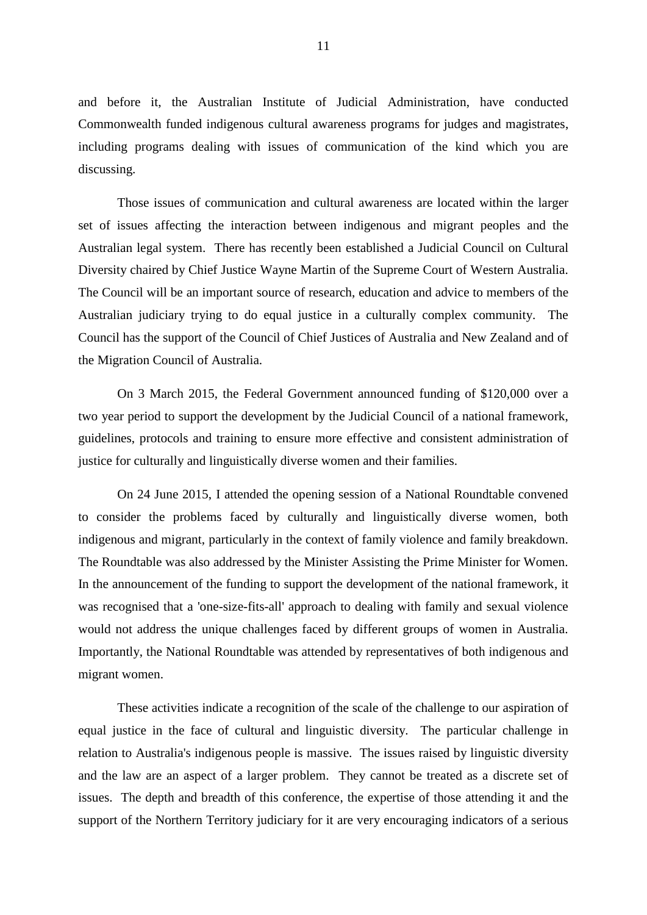and before it, the Australian Institute of Judicial Administration, have conducted Commonwealth funded indigenous cultural awareness programs for judges and magistrates, including programs dealing with issues of communication of the kind which you are discussing.

Those issues of communication and cultural awareness are located within the larger set of issues affecting the interaction between indigenous and migrant peoples and the Australian legal system. There has recently been established a Judicial Council on Cultural Diversity chaired by Chief Justice Wayne Martin of the Supreme Court of Western Australia. The Council will be an important source of research, education and advice to members of the Australian judiciary trying to do equal justice in a culturally complex community. The Council has the support of the Council of Chief Justices of Australia and New Zealand and of the Migration Council of Australia.

On 3 March 2015, the Federal Government announced funding of $120,000 over a two year period to support the development by the Judicial Council of a national framework, guidelines, protocols and training to ensure more effective and consistent administration of justice for culturally and linguistically diverse women and their families.

On 24 June 2015, I attended the opening session of a National Roundtable convened to consider the problems faced by culturally and linguistically diverse women, both indigenous and migrant, particularly in the context of family violence and family breakdown. The Roundtable was also addressed by the Minister Assisting the Prime Minister for Women. In the announcement of the funding to support the development of the national framework, it was recognised that a 'one-size-fits-all' approach to dealing with family and sexual violence would not address the unique challenges faced by different groups of women in Australia. Importantly, the National Roundtable was attended by representatives of both indigenous and migrant women.

These activities indicate a recognition of the scale of the challenge to our aspiration of equal justice in the face of cultural and linguistic diversity. The particular challenge in relation to Australia's indigenous people is massive. The issues raised by linguistic diversity and the law are an aspect of a larger problem. They cannot be treated as a discrete set of issues. The depth and breadth of this conference, the expertise of those attending it and the support of the Northern Territory judiciary for it are very encouraging indicators of a serious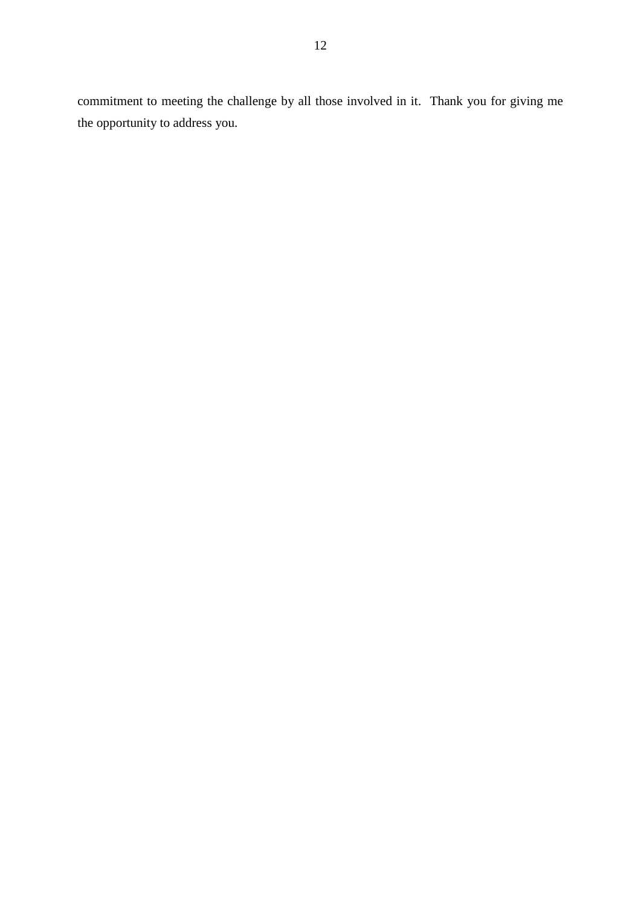commitment to meeting the challenge by all those involved in it. Thank you for giving me the opportunity to address you.